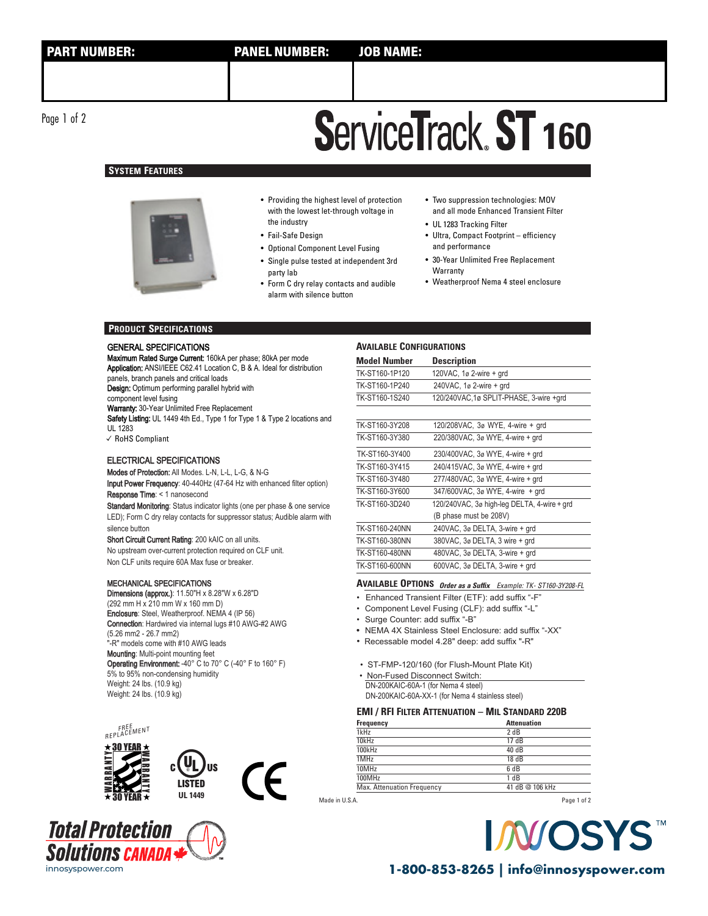| PART NUMBER: | PANEL NUMBER: | JOB NAME: |
| --- | --- | --- |
| | | |

# ServiceTrack® ST 160

## System Features

- Providing the highest level of protection with the lowest let-through voltage in the industry
- Fail-Safe Design
- Optional Component Level Fusing
- Single pulse tested at independent 3rd party lab
- Form C dry relay contacts and audible alarm with silence button
- Two suppression technologies: MOV and all mode Enhanced Transient Filter
- UL 1283 Tracking Filter
- Ultra, Compact Footprint – efficiency and performance
- 30-Year Unlimited Free Replacement Warranty
- Weatherproof Nema 4 steel enclosure

## Product Specifications

### GENERAL SPECIFICATIONS

**Maximum Rated Surge Current:** 160kA per phase; 80kA per mode
**Application:** ANSI/IEEE C62.41 Location C, B & A. Ideal for distribution panels, branch panels and critical loads
**Design:** Optimum performing parallel hybrid with component level fusing
**Warranty:** 30-Year Unlimited Free Replacement
**Safety Listing:** UL 1449 4th Ed., Type 1 for Type 1 & Type 2 locations and UL 1283
✓ RoHS Compliant

### ELECTRICAL SPECIFICATIONS

**Modes of Protection:** All Modes. L-N, L-L, L-G, & N-G
**Input Power Frequency**: 40-440Hz (47-64 Hz with enhanced filter option)
**Response Time**: < 1 nanosecond
**Standard Monitoring**: Status indicator lights (one per phase & one service LED); Form C dry relay contacts for suppressor status; Audible alarm with silence button
**Short Circuit Current Rating**: 200 kAIC on all units.
No upstream over-current protection required on CLF unit.
Non CLF units require 60A Max fuse or breaker.

### MECHANICAL SPECIFICATIONS

**Dimensions (approx.)**: 11.50"H x 8.28"W x 6.28"D (292 mm H x 210 mm W x 160 mm D)
**Enclosure**: Steel, Weatherproof. NEMA 4 (IP 56)
**Connection**: Hardwired via internal lugs #10 AWG-#2 AWG (5.26 mm2 - 26.7 mm2)
"-R" models come with #10 AWG leads
**Mounting**: Multi-point mounting feet
**Operating Environment**: -40° C to 70° C (-40° F to 160° F)
5% to 95% non-condensing humidity
Weight: 24 lbs. (10.9 kg)
Weight: 24 lbs. (10.9 kg)

FREE REPLACEMENT ★30 YEAR★ WARRANTY

c UL us LISTED UL 1449

CE

### AVAILABLE CONFIGURATIONS

| Model Number | Description |
| --- | --- |
| TK-ST160-1P120 | 120VAC, 1ø 2-wire + grd |
| TK-ST160-1P240 | 240VAC, 1ø 2-wire + grd |
| TK-ST160-1S240 | 120/240VAC,1ø SPLIT-PHASE, 3-wire +grd |
| TK-ST160-3Y208 | 120/208VAC, 3ø WYE, 4-wire + grd |
| TK-ST160-3Y380 | 220/380VAC, 3ø WYE, 4-wire + grd |
| TK-ST160-3Y400 | 230/400VAC, 3ø WYE, 4-wire + grd |
| TK-ST160-3Y415 | 240/415VAC, 3ø WYE, 4-wire + grd |
| TK-ST160-3Y480 | 277/480VAC, 3ø WYE, 4-wire + grd |
| TK-ST160-3Y600 | 347/600VAC, 3ø WYE, 4-wire + grd |
| TK-ST160-3D240 | 120/240VAC, 3ø high-leg DELTA, 4-wire + grd (B phase must be 208V) |
| TK-ST160-240NN | 240VAC, 3ø DELTA, 3-wire + grd |
| TK-ST160-380NN | 380VAC, 3ø DELTA, 3 wire + grd |
| TK-ST160-480NN | 480VAC, 3ø DELTA, 3-wire + grd |
| TK-ST160-600NN | 600VAC, 3ø DELTA, 3-wire + grd |

### AVAILABLE OPTIONS *Order as a Suffix Example: TK- ST160-3Y208-FL*

- Enhanced Transient Filter (ETF): add suffix "-F"
- Component Level Fusing (CLF): add suffix "-L"
- Surge Counter: add suffix "-B"
- NEMA 4X Stainless Steel Enclosure: add suffix "-XX"
- Recessable model 4.28" deep: add suffix "-R"

- ST-FMP-120/160 (for Flush-Mount Plate Kit)
- Non-Fused Disconnect Switch:
  DN-200KAIC-60A-1 (for Nema 4 steel)
  DN-200KAIC-60A-XX-1 (for Nema 4 stainless steel)

### EMI / RFI Filter Attenuation – Mil Standard 220B

| Frequency | Attenuation |
| --- | --- |
| 1kHz | 2 dB |
| 10kHz | 17 dB |
| 100kHz | 40 dB |
| 1MHz | 18 dB |
| 10MHz | 6 dB |
| 100MHz | 1 dB |
| Max. Attenuation Frequency | 41 dB @ 106 kHz |

Made in U.S.A.

Total Protection Solutions CANADA
innosyspower.com

INNOSYS™
1-800-853-8265 | info@innosyspower.com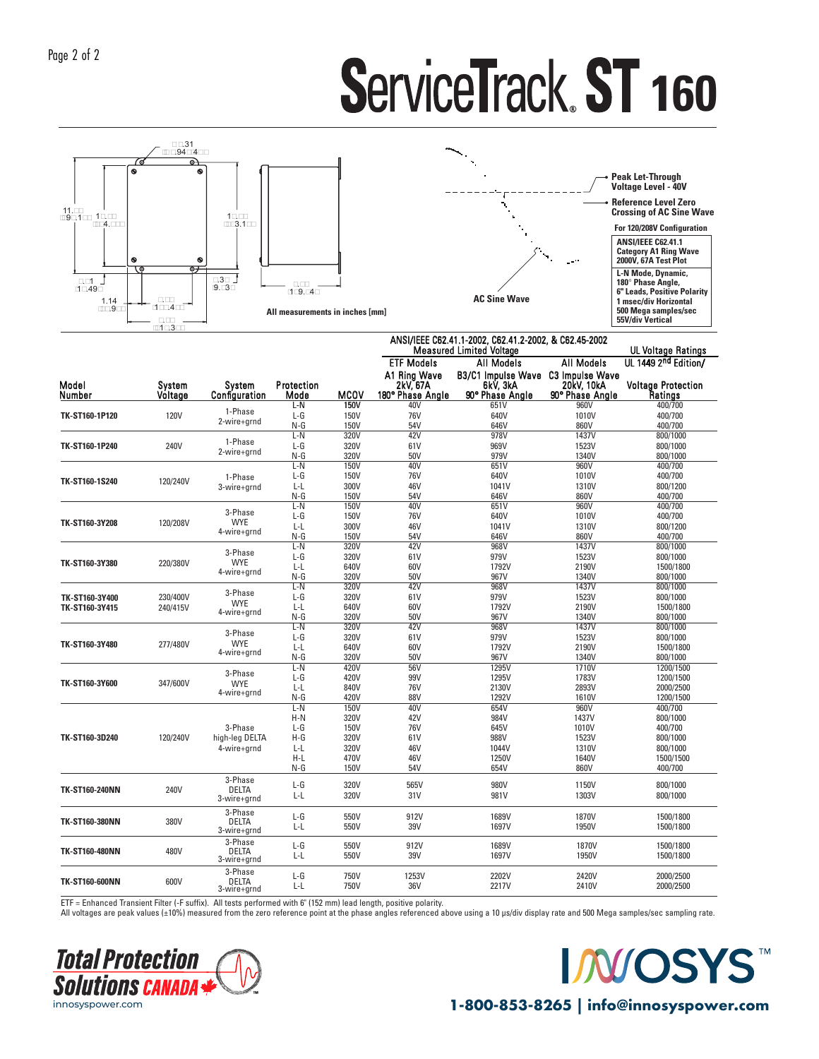# ServiceTrack® ST 160

All measurements in inches [mm]

11.□□ [□9□.1□□]
1□.□□ [□□4.□□□]
1□.□□ [□□3.1□□]
□.□1 [1□.49□]
1.14 [□□.9□□]
□.□□ [1□□.4□□]
□.□□ [□1□3□□]
□.3□ [9.□3□]
□.□□ [1□9.□4□]
□.□31 [□□.94□4□□]

Peak Let-Through Voltage Level - 40V

Reference Level Zero Crossing of AC Sine Wave

AC Sine Wave

For 120/208V Configuration

ANSI/IEEE C62.41.1 Category A1 Ring Wave 2000V, 67A Test Plot

L-N Mode, Dynamic, 180° Phase Angle, 6" Leads, Positive Polarity 1 msec/div Horizontal 500 Mega samples/sec 55V/div Vertical

| | | | | | ANSI/IEEE C62.41.1-2002, C62.41.2-2002, & C62.45-2002 Measured Limited Voltage | | | UL Voltage Ratings |
|---|---|---|---|---|---|---|---|---|
| | | | | | ETF Models | All Models | All Models | UL 1449 2nd Edition/ |
| Model Number | System Voltage | System Configuration | Protection Mode | MCOV | A1 Ring Wave 2kV, 67A 180° Phase Angle | B3/C1 Impulse Wave 6kV, 3kA 90° Phase Angle | C3 Impulse Wave 20kV, 10kA 90° Phase Angle | Voltage Protection Ratings |
| TK-ST160-1P120 | 120V | 1-Phase 2-wire+grnd | L-N | 150V | 40V | 651V | 960V | 400/700 |
| | | | L-G | 150V | 76V | 640V | 1010V | 400/700 |
| | | | N-G | 150V | 54V | 646V | 860V | 400/700 |
| TK-ST160-1P240 | 240V | 1-Phase 2-wire+grnd | L-N | 320V | 42V | 978V | 1437V | 800/1000 |
| | | | L-G | 320V | 61V | 969V | 1523V | 800/1000 |
| | | | N-G | 320V | 50V | 979V | 1340V | 800/1000 |
| TK-ST160-1S240 | 120/240V | 1-Phase 3-wire+grnd | L-N | 150V | 40V | 651V | 960V | 400/700 |
| | | | L-G | 150V | 76V | 640V | 1010V | 400/700 |
| | | | L-L | 300V | 46V | 1041V | 1310V | 800/1200 |
| | | | N-G | 150V | 54V | 646V | 860V | 400/700 |
| TK-ST160-3Y208 | 120/208V | 3-Phase WYE 4-wire+grnd | L-N | 150V | 40V | 651V | 960V | 400/700 |
| | | | L-G | 150V | 76V | 640V | 1010V | 400/700 |
| | | | L-L | 300V | 46V | 1041V | 1310V | 800/1200 |
| | | | N-G | 150V | 54V | 646V | 860V | 400/700 |
| TK-ST160-3Y380 | 220/380V | 3-Phase WYE 4-wire+grnd | L-N | 320V | 42V | 968V | 1437V | 800/1000 |
| | | | L-G | 320V | 61V | 979V | 1523V | 800/1000 |
| | | | L-L | 640V | 60V | 1792V | 2190V | 1500/1800 |
| | | | N-G | 320V | 50V | 967V | 1340V | 800/1000 |
| TK-ST160-3Y400 TK-ST160-3Y415 | 230/400V 240/415V | 3-Phase WYE 4-wire+grnd | L-N | 320V | 42V | 968V | 1437V | 800/1000 |
| | | | L-G | 320V | 61V | 979V | 1523V | 800/1000 |
| | | | L-L | 640V | 60V | 1792V | 2190V | 1500/1800 |
| | | | N-G | 320V | 50V | 967V | 1340V | 800/1000 |
| TK-ST160-3Y480 | 277/480V | 3-Phase WYE 4-wire+grnd | L-N | 320V | 42V | 968V | 1437V | 800/1000 |
| | | | L-G | 320V | 61V | 979V | 1523V | 800/1000 |
| | | | L-L | 640V | 60V | 1792V | 2190V | 1500/1800 |
| | | | N-G | 320V | 50V | 967V | 1340V | 800/1000 |
| TK-ST160-3Y600 | 347/600V | 3-Phase WYE 4-wire+grnd | L-N | 420V | 56V | 1295V | 1710V | 1200/1500 |
| | | | L-G | 420V | 99V | 1295V | 1783V | 1200/1500 |
| | | | L-L | 840V | 76V | 2130V | 2893V | 2000/2500 |
| | | | N-G | 420V | 88V | 1292V | 1610V | 1200/1500 |
| TK-ST160-3D240 | 120/240V | 3-Phase high-leg DELTA 4-wire+grnd | L-N | 150V | 40V | 654V | 960V | 400/700 |
| | | | H-N | 320V | 42V | 984V | 1437V | 800/1000 |
| | | | L-G | 150V | 76V | 645V | 1010V | 400/700 |
| | | | H-G | 320V | 61V | 988V | 1523V | 800/1000 |
| | | | L-L | 320V | 46V | 1044V | 1310V | 800/1000 |
| | | | H-L | 470V | 46V | 1250V | 1640V | 1500/1500 |
| | | | N-G | 150V | 54V | 654V | 860V | 400/700 |
| TK-ST160-240NN | 240V | 3-Phase DELTA 3-wire+grnd | L-G | 320V | 565V | 980V | 1150V | 800/1000 |
| | | | L-L | 320V | 31V | 981V | 1303V | 800/1000 |
| TK-ST160-380NN | 380V | 3-Phase DELTA 3-wire+grnd | L-G | 550V | 912V | 1689V | 1870V | 1500/1800 |
| | | | L-L | 550V | 39V | 1697V | 1950V | 1500/1800 |
| TK-ST160-480NN | 480V | 3-Phase DELTA 3-wire+grnd | L-G | 550V | 912V | 1689V | 1870V | 1500/1800 |
| | | | L-L | 550V | 39V | 1697V | 1950V | 1500/1800 |
| TK-ST160-600NN | 600V | 3-Phase DELTA 3-wire+grnd | L-G | 750V | 1253V | 2202V | 2420V | 2000/2500 |
| | | | L-L | 750V | 36V | 2217V | 2410V | 2000/2500 |

ETF = Enhanced Transient Filter (-F suffix). All tests performed with 6" (152 mm) lead length, positive polarity.
All voltages are peak values (±10%) measured from the zero reference point at the phase angles referenced above using a 10 µs/div display rate and 500 Mega samples/sec sampling rate.

Total Protection Solutions CANADA
innosyspower.com

INNOSYS™
1-800-853-8265 | info@innosyspower.com